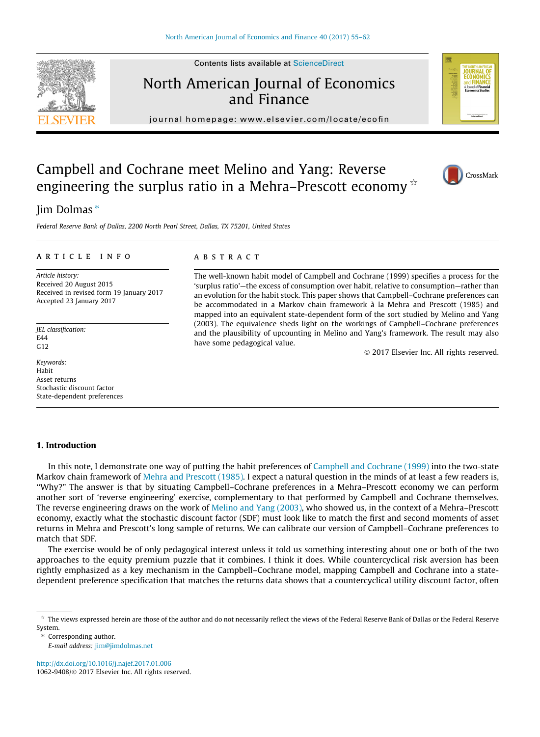# Campbell and Cochrane meet Melino and Yang: Reverse engineering the surplus ratio in a Mehra–Prescott economy ☆

Jim Dolmas *

*Federal Reserve Bank of Dallas, 2200 North Pearl Street, Dallas, TX 75201, United States*

---

**ARTICLE INFO**

*Article history:*
Received 20 August 2015
Received in revised form 19 January 2017
Accepted 23 January 2017

*JEL classification:*
E44
G12

*Keywords:*
Habit
Asset returns
Stochastic discount factor
State-dependent preferences

**ABSTRACT**

The well-known habit model of Campbell and Cochrane (1999) specifies a process for the 'surplus ratio'—the excess of consumption over habit, relative to consumption—rather than an evolution for the habit stock. This paper shows that Campbell–Cochrane preferences can be accommodated in a Markov chain framework à la Mehra and Prescott (1985) and mapped into an equivalent state-dependent form of the sort studied by Melino and Yang (2003). The equivalence sheds light on the workings of Campbell–Cochrane preferences and the plausibility of upcounting in Melino and Yang's framework. The result may also have some pedagogical value.

© 2017 Elsevier Inc. All rights reserved.

---

## 1. Introduction

In this note, I demonstrate one way of putting the habit preferences of Campbell and Cochrane (1999) into the two-state Markov chain framework of Mehra and Prescott (1985). I expect a natural question in the minds of at least a few readers is, "Why?" The answer is that by situating Campbell–Cochrane preferences in a Mehra–Prescott economy we can perform another sort of 'reverse engineering' exercise, complementary to that performed by Campbell and Cochrane themselves. The reverse engineering draws on the work of Melino and Yang (2003), who showed us, in the context of a Mehra–Prescott economy, exactly what the stochastic discount factor (SDF) must look like to match the first and second moments of asset returns in Mehra and Prescott's long sample of returns. We can calibrate our version of Campbell–Cochrane preferences to match that SDF.

The exercise would be of only pedagogical interest unless it told us something interesting about one or both of the two approaches to the equity premium puzzle that it combines. I think it does. While countercyclical risk aversion has been rightly emphasized as a key mechanism in the Campbell–Cochrane model, mapping Campbell and Cochrane into a state-dependent preference specification that matches the returns data shows that a countercyclical utility discount factor, often

---

☆ The views expressed herein are those of the author and do not necessarily reflect the views of the Federal Reserve Bank of Dallas or the Federal Reserve System.

\* Corresponding author.
*E-mail address:* jim@jimdolmas.net

http://dx.doi.org/10.1016/j.najef.2017.01.006
1062-9408/© 2017 Elsevier Inc. All rights reserved.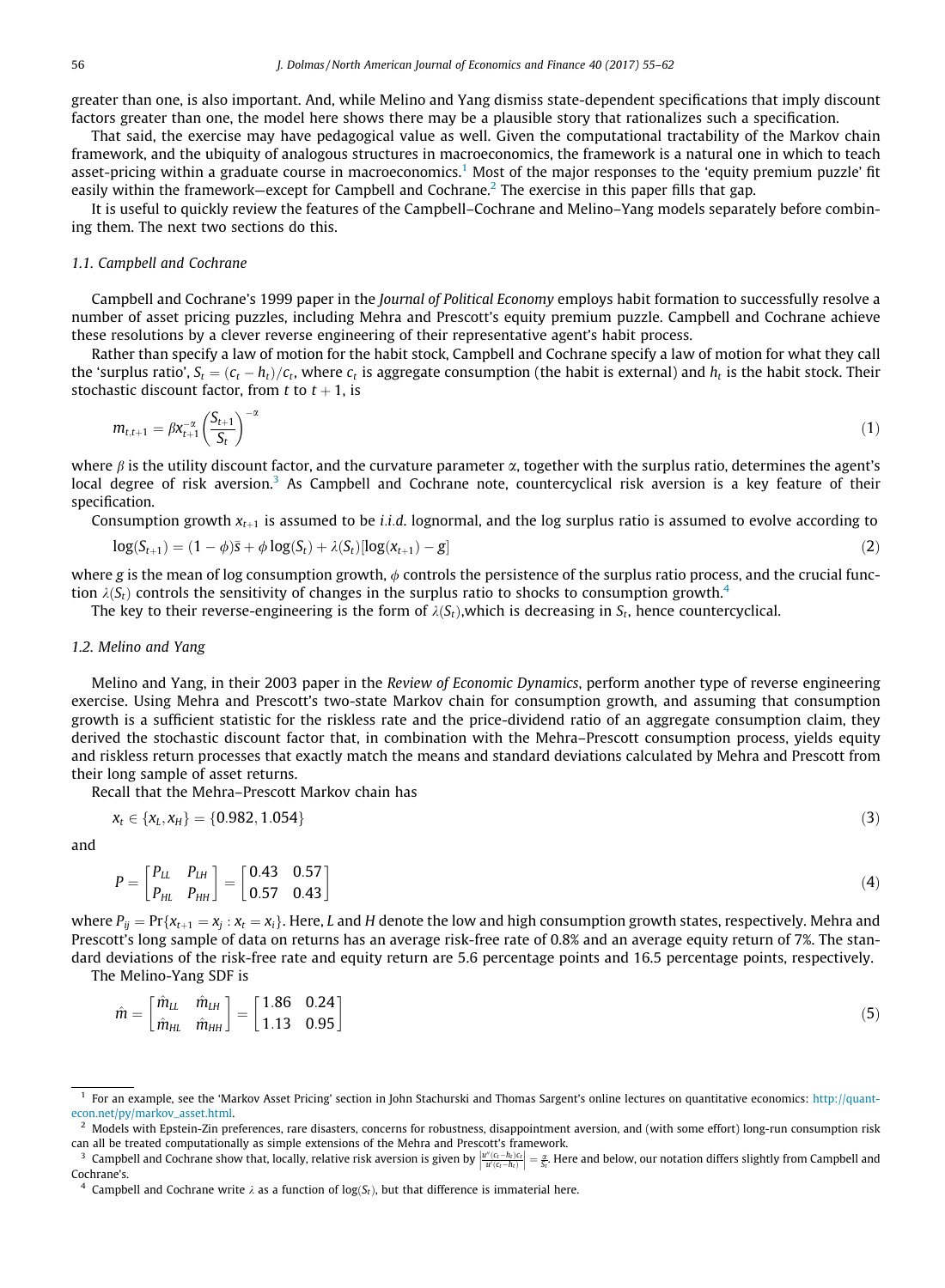greater than one, is also important. And, while Melino and Yang dismiss state-dependent specifications that imply discount factors greater than one, the model here shows there may be a plausible story that rationalizes such a specification.

That said, the exercise may have pedagogical value as well. Given the computational tractability of the Markov chain framework, and the ubiquity of analogous structures in macroeconomics, the framework is a natural one in which to teach asset-pricing within a graduate course in macroeconomics.[1] Most of the major responses to the 'equity premium puzzle' fit easily within the framework—except for Campbell and Cochrane.[2] The exercise in this paper fills that gap.

It is useful to quickly review the features of the Campbell–Cochrane and Melino–Yang models separately before combining them. The next two sections do this.

### 1.1. Campbell and Cochrane

Campbell and Cochrane's 1999 paper in the *Journal of Political Economy* employs habit formation to successfully resolve a number of asset pricing puzzles, including Mehra and Prescott's equity premium puzzle. Campbell and Cochrane achieve these resolutions by a clever reverse engineering of their representative agent's habit process.

Rather than specify a law of motion for the habit stock, Campbell and Cochrane specify a law of motion for what they call the 'surplus ratio', $S_t = (c_t - h_t)/c_t$, where $c_t$ is aggregate consumption (the habit is external) and $h_t$ is the habit stock. Their stochastic discount factor, from $t$ to $t+1$, is

$$m_{t,t+1} = \beta x_{t+1}^{-\alpha} \left( \frac{S_{t+1}}{S_t} \right)^{-\alpha} \tag{1}$$

where $\beta$ is the utility discount factor, and the curvature parameter $\alpha$, together with the surplus ratio, determines the agent's local degree of risk aversion.[3] As Campbell and Cochrane note, countercyclical risk aversion is a key feature of their specification.

Consumption growth $x_{t+1}$ is assumed to be *i.i.d.* lognormal, and the log surplus ratio is assumed to evolve according to

$$\log(S_{t+1}) = (1 - \phi)\bar{s} + \phi \log(S_t) + \lambda(S_t)[\log(x_{t+1}) - g] \tag{2}$$

where $g$ is the mean of log consumption growth, $\phi$ controls the persistence of the surplus ratio process, and the crucial function $\lambda(S_t)$ controls the sensitivity of changes in the surplus ratio to shocks to consumption growth.[4]

The key to their reverse-engineering is the form of $\lambda(S_t)$,which is decreasing in $S_t$, hence countercyclical.

### 1.2. Melino and Yang

Melino and Yang, in their 2003 paper in the *Review of Economic Dynamics*, perform another type of reverse engineering exercise. Using Mehra and Prescott's two-state Markov chain for consumption growth, and assuming that consumption growth is a sufficient statistic for the riskless rate and the price-dividend ratio of an aggregate consumption claim, they derived the stochastic discount factor that, in combination with the Mehra–Prescott consumption process, yields equity and riskless return processes that exactly match the means and standard deviations calculated by Mehra and Prescott from their long sample of asset returns.

Recall that the Mehra–Prescott Markov chain has

$$x_t \in \{x_L, x_H\} = \{0.982, 1.054\} \tag{3}$$

and

$$P = \begin{bmatrix} P_{LL} & P_{LH} \\ P_{HL} & P_{HH} \end{bmatrix} = \begin{bmatrix} 0.43 & 0.57 \\ 0.57 & 0.43 \end{bmatrix} \tag{4}$$

where $P_{ij} = \Pr\{x_{t+1} = x_j : x_t = x_i\}$. Here, $L$ and $H$ denote the low and high consumption growth states, respectively. Mehra and Prescott's long sample of data on returns has an average risk-free rate of 0.8% and an average equity return of 7%. The standard deviations of the risk-free rate and equity return are 5.6 percentage points and 16.5 percentage points, respectively.

The Melino-Yang SDF is

$$\hat{m} = \begin{bmatrix} \hat{m}_{LL} & \hat{m}_{LH} \\ \hat{m}_{HL} & \hat{m}_{HH} \end{bmatrix} = \begin{bmatrix} 1.86 & 0.24 \\ 1.13 & 0.95 \end{bmatrix} \tag{5}$$

---

[1] For an example, see the 'Markov Asset Pricing' section in John Stachurski and Thomas Sargent's online lectures on quantitative economics: http://quant-econ.net/py/markov_asset.html.

[2] Models with Epstein-Zin preferences, rare disasters, concerns for robustness, disappointment aversion, and (with some effort) long-run consumption risk can all be treated computationally as simple extensions of the Mehra and Prescott's framework.

[3] Campbell and Cochrane show that, locally, relative risk aversion is given by $\left| \frac{u''(c_t - h_t)c_t}{u'(c_t - h_t)} \right| = \frac{\alpha}{S_t}$. Here and below, our notation differs slightly from Campbell and Cochrane's.

[4] Campbell and Cochrane write $\lambda$ as a function of $\log(S_t)$, but that difference is immaterial here.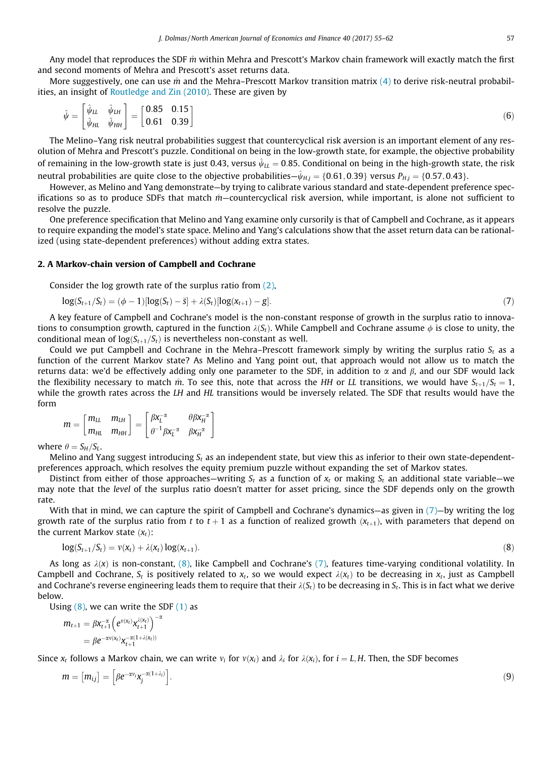Any model that reproduces the SDF $\hat{m}$ within Mehra and Prescott's Markov chain framework will exactly match the first and second moments of Mehra and Prescott's asset returns data.

More suggestively, one can use $\hat{m}$ and the Mehra–Prescott Markov transition matrix (4) to derive risk-neutral probabilities, an insight of Routledge and Zin (2010). These are given by

$$\hat{\psi} = \begin{bmatrix} \hat{\psi}_{LL} & \hat{\psi}_{LH} \\ \hat{\psi}_{HL} & \hat{\psi}_{HH} \end{bmatrix} = \begin{bmatrix} 0.85 & 0.15 \\ 0.61 & 0.39 \end{bmatrix} \tag{6}$$

The Melino–Yang risk neutral probabilities suggest that countercyclical risk aversion is an important element of any resolution of Mehra and Prescott's puzzle. Conditional on being in the low-growth state, for example, the objective probability of remaining in the low-growth state is just 0.43, versus $\hat{\psi}_{LL} = 0.85$. Conditional on being in the high-growth state, the risk neutral probabilities are quite close to the objective probabilities—$\hat{\psi}_{H,j} = \{0.61, 0.39\}$ versus $P_{H,j} = \{0.57, 0.43\}$.

However, as Melino and Yang demonstrate—by trying to calibrate various standard and state-dependent preference specifications so as to produce SDFs that match $\hat{m}$—countercyclical risk aversion, while important, is alone not sufficient to resolve the puzzle.

One preference specification that Melino and Yang examine only cursorily is that of Campbell and Cochrane, as it appears to require expanding the model's state space. Melino and Yang's calculations show that the asset return data can be rationalized (using state-dependent preferences) without adding extra states.

## 2. A Markov-chain version of Campbell and Cochrane

Consider the log growth rate of the surplus ratio from (2),

$$\log(S_{t+1}/S_t) = (\phi - 1)[\log(S_t) - \bar{s}] + \lambda(S_t)[\log(x_{t+1}) - g]. \tag{7}$$

A key feature of Campbell and Cochrane's model is the non-constant response of growth in the surplus ratio to innovations to consumption growth, captured in the function $\lambda(S_t)$. While Campbell and Cochrane assume $\phi$ is close to unity, the conditional mean of $\log(S_{t+1}/S_t)$ is nevertheless non-constant as well.

Could we put Campbell and Cochrane in the Mehra–Prescott framework simply by writing the surplus ratio $S_t$ as a function of the current Markov state? As Melino and Yang point out, that approach would not allow us to match the returns data: we'd be effectively adding only one parameter to the SDF, in addition to $\alpha$ and $\beta$, and our SDF would lack the flexibility necessary to match $\hat{m}$. To see this, note that across the *HH* or *LL* transitions, we would have $S_{t+1}/S_t = 1$, while the growth rates across the *LH* and *HL* transitions would be inversely related. The SDF that results would have the form

$$m = \begin{bmatrix} m_{LL} & m_{LH} \\ m_{HL} & m_{HH} \end{bmatrix} = \begin{bmatrix} \beta x_L^{-\alpha} & \theta \beta x_H^{-\alpha} \\ \theta^{-1} \beta x_L^{-\alpha} & \beta x_H^{-\alpha} \end{bmatrix}$$

where $\theta = S_H/S_L$.

Melino and Yang suggest introducing $S_t$ as an independent state, but view this as inferior to their own state-dependent-preferences approach, which resolves the equity premium puzzle without expanding the set of Markov states.

Distinct from either of those approaches—writing $S_t$ as a function of $x_t$ or making $S_t$ an additional state variable—we may note that the *level* of the surplus ratio doesn't matter for asset pricing, since the SDF depends only on the growth rate.

With that in mind, we can capture the spirit of Campbell and Cochrane's dynamics—as given in (7)—by writing the log growth rate of the surplus ratio from $t$ to $t+1$ as a function of realized growth ($x_{t+1}$), with parameters that depend on the current Markov state ($x_t$):

$$\log(S_{t+1}/S_t) = v(x_t) + \lambda(x_t)\log(x_{t+1}). \tag{8}$$

As long as $\lambda(x)$ is non-constant, (8), like Campbell and Cochrane's (7), features time-varying conditional volatility. In Campbell and Cochrane, $S_t$ is positively related to $x_t$, so we would expect $\lambda(x_t)$ to be decreasing in $x_t$, just as Campbell and Cochrane's reverse engineering leads them to require that their $\lambda(S_t)$ to be decreasing in $S_t$. This is in fact what we derive below.

Using (8), we can write the SDF (1) as

$$\begin{aligned} m_{t+1} &= \beta x_{t+1}^{-\alpha}\left(e^{v(x_t)} x_{t+1}^{\lambda(x_t)}\right)^{-\alpha} \\ &= \beta e^{-\alpha v(x_t)} x_{t+1}^{-\alpha(1+\lambda(x_t))} \end{aligned}$$

Since $x_t$ follows a Markov chain, we can write $v_i$ for $v(x_i)$ and $\lambda_i$ for $\lambda(x_i)$, for $i = L, H$. Then, the SDF becomes

$$m = [m_{ij}] = \left[\beta e^{-\alpha v_i} x_j^{-\alpha(1+\lambda_i)}\right]. \tag{9}$$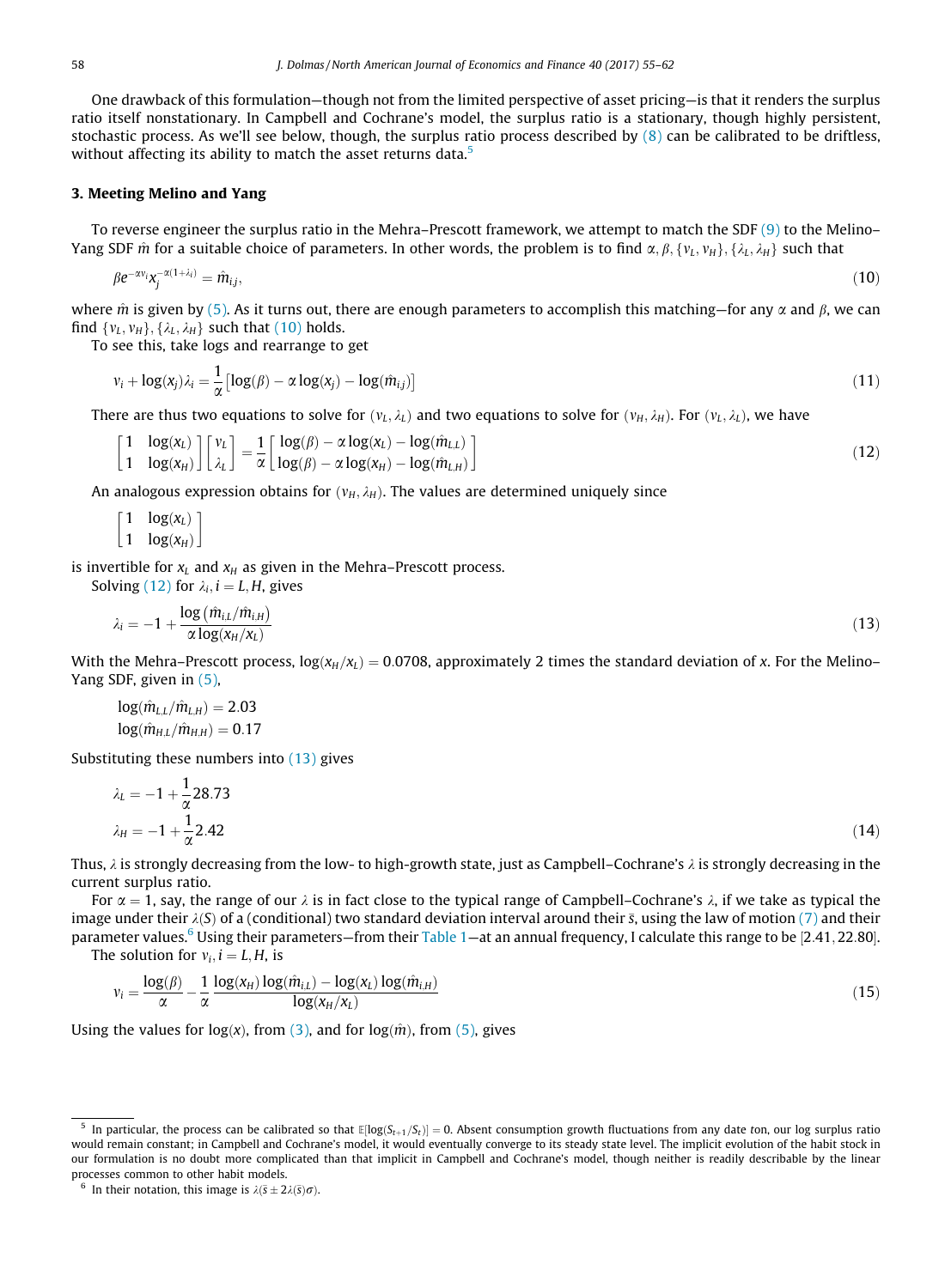One drawback of this formulation—though not from the limited perspective of asset pricing—is that it renders the surplus ratio itself nonstationary. In Campbell and Cochrane's model, the surplus ratio is a stationary, though highly persistent, stochastic process. As we'll see below, though, the surplus ratio process described by (8) can be calibrated to be driftless, without affecting its ability to match the asset returns data.[5]

## 3. Meeting Melino and Yang

To reverse engineer the surplus ratio in the Mehra–Prescott framework, we attempt to match the SDF (9) to the Melino–Yang SDF $\hat{m}$ for a suitable choice of parameters. In other words, the problem is to find $\alpha, \beta, \{v_L, v_H\}, \{\lambda_L, \lambda_H\}$ such that

$$\beta e^{-\alpha v_i} x_j^{-\alpha(1+\lambda_i)} = \hat{m}_{ij}, \tag{10}$$

where $\hat{m}$ is given by (5). As it turns out, there are enough parameters to accomplish this matching—for any $\alpha$ and $\beta$, we can find $\{v_L, v_H\}, \{\lambda_L, \lambda_H\}$ such that (10) holds.

To see this, take logs and rearrange to get

$$v_i + \log(x_j)\lambda_i = \frac{1}{\alpha}\left[\log(\beta) - \alpha\log(x_j) - \log(\hat{m}_{ij})\right] \tag{11}$$

There are thus two equations to solve for $(v_L, \lambda_L)$ and two equations to solve for $(v_H, \lambda_H)$. For $(v_L, \lambda_L)$, we have

$$\begin{bmatrix} 1 & \log(x_L) \\ 1 & \log(x_H) \end{bmatrix} \begin{bmatrix} v_L \\ \lambda_L \end{bmatrix} = \frac{1}{\alpha}\begin{bmatrix} \log(\beta) - \alpha\log(x_L) - \log(\hat{m}_{L,L}) \\ \log(\beta) - \alpha\log(x_H) - \log(\hat{m}_{L,H}) \end{bmatrix} \tag{12}$$

An analogous expression obtains for $(v_H, \lambda_H)$. The values are determined uniquely since

$$\begin{bmatrix} 1 & \log(x_L) \\ 1 & \log(x_H) \end{bmatrix}$$

is invertible for $x_L$ and $x_H$ as given in the Mehra–Prescott process.

Solving (12) for $\lambda_i, i = L, H$, gives

$$\lambda_i = -1 + \frac{\log(\hat{m}_{i,L}/\hat{m}_{i,H})}{\alpha\log(x_H/x_L)} \tag{13}$$

With the Mehra–Prescott process, $\log(x_H/x_L) = 0.0708$, approximately 2 times the standard deviation of $x$. For the Melino–Yang SDF, given in (5),

$$\log(\hat{m}_{L,L}/\hat{m}_{L,H}) = 2.03$$
$$\log(\hat{m}_{H,L}/\hat{m}_{H,H}) = 0.17$$

Substituting these numbers into (13) gives

$$\lambda_L = -1 + \frac{1}{\alpha}28.73$$
$$\lambda_H = -1 + \frac{1}{\alpha}2.42 \tag{14}$$

Thus, $\lambda$ is strongly decreasing from the low- to high-growth state, just as Campbell–Cochrane's $\lambda$ is strongly decreasing in the current surplus ratio.

For $\alpha = 1$, say, the range of our $\lambda$ is in fact close to the typical range of Campbell–Cochrane's $\lambda$, if we take as typical the image under their $\lambda(S)$ of a (conditional) two standard deviation interval around their $\bar{s}$, using the law of motion (7) and their parameter values.[6] Using their parameters—from their Table 1—at an annual frequency, I calculate this range to be $[2.41, 22.80]$.

The solution for $v_i, i = L, H$, is

$$v_i = \frac{\log(\beta)}{\alpha} - \frac{1}{\alpha}\frac{\log(x_H)\log(\hat{m}_{i,L}) - \log(x_L)\log(\hat{m}_{i,H})}{\log(x_H/x_L)} \tag{15}$$

Using the values for $\log(x)$, from (3), and for $\log(\hat{m})$, from (5), gives

---

[5] In particular, the process can be calibrated so that $\mathbb{E}[\log(S_{t+1}/S_t)] = 0$. Absent consumption growth fluctuations from any date $t$on, our log surplus ratio would remain constant; in Campbell and Cochrane's model, it would eventually converge to its steady state level. The implicit evolution of the habit stock in our formulation is no doubt more complicated than that implicit in Campbell and Cochrane's model, though neither is readily describable by the linear processes common to other habit models.

[6] In their notation, this image is $\lambda(\bar{s} \pm 2\lambda(\bar{s})\sigma)$.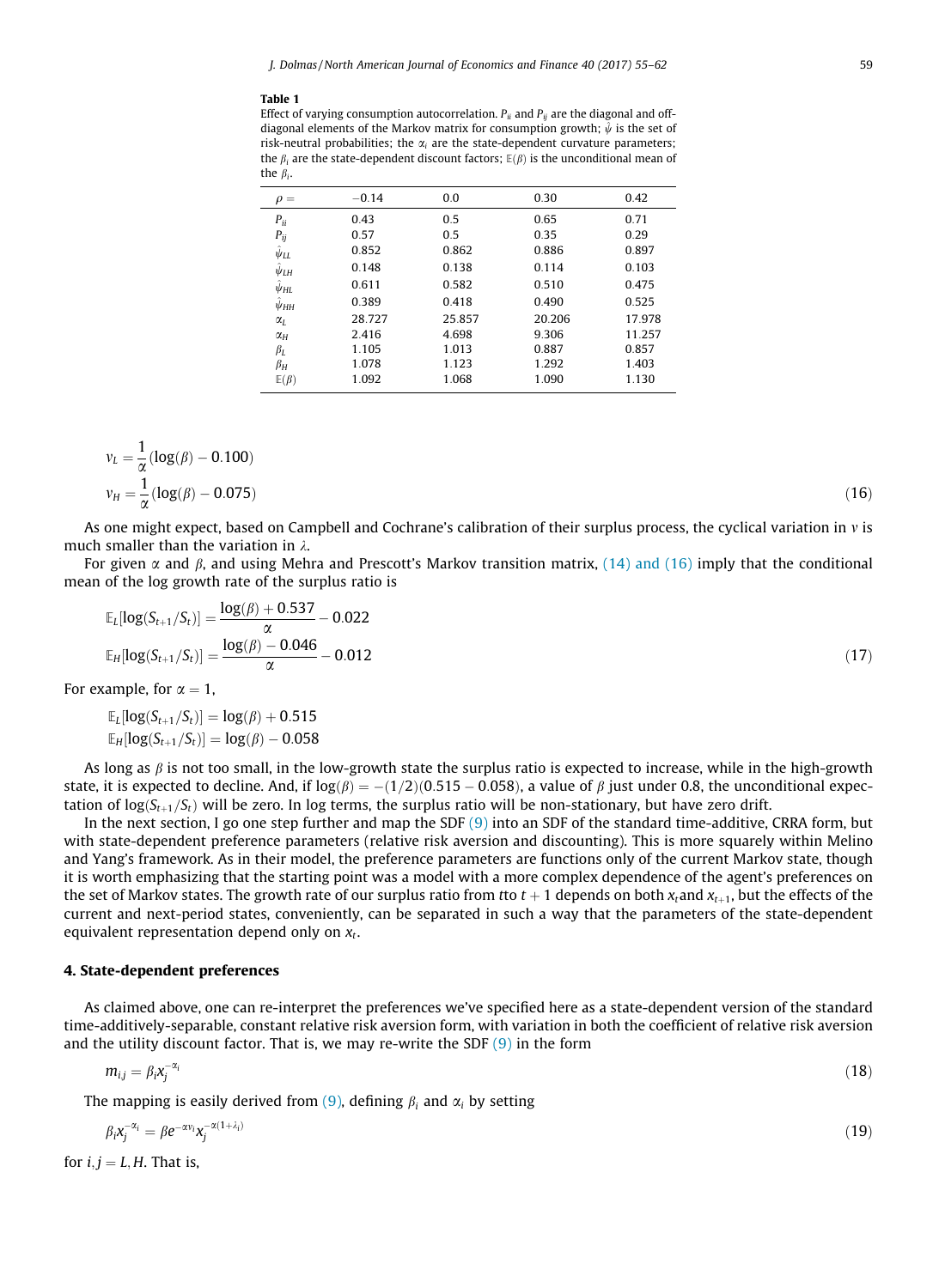**Table 1**

Effect of varying consumption autocorrelation. $P_{ii}$ and $P_{ij}$ are the diagonal and off-diagonal elements of the Markov matrix for consumption growth; $\hat{\psi}$ is the set of risk-neutral probabilities; the $\alpha_i$ are the state-dependent curvature parameters; the $\beta_i$ are the state-dependent discount factors; $\mathbb{E}(\beta)$ is the unconditional mean of the $\beta_i$.

| $\rho =$ | −0.14 | 0.0 | 0.30 | 0.42 |
|---|---|---|---|---|
| $P_{ii}$ | 0.43 | 0.5 | 0.65 | 0.71 |
| $P_{ij}$ | 0.57 | 0.5 | 0.35 | 0.29 |
| $\hat{\psi}_{LL}$ | 0.852 | 0.862 | 0.886 | 0.897 |
| $\hat{\psi}_{LH}$ | 0.148 | 0.138 | 0.114 | 0.103 |
| $\hat{\psi}_{HL}$ | 0.611 | 0.582 | 0.510 | 0.475 |
| $\hat{\psi}_{HH}$ | 0.389 | 0.418 | 0.490 | 0.525 |
| $\alpha_L$ | 28.727 | 25.857 | 20.206 | 17.978 |
| $\alpha_H$ | 2.416 | 4.698 | 9.306 | 11.257 |
| $\beta_L$ | 1.105 | 1.013 | 0.887 | 0.857 |
| $\beta_H$ | 1.078 | 1.123 | 1.292 | 1.403 |
| $\mathbb{E}(\beta)$ | 1.092 | 1.068 | 1.090 | 1.130 |

$$
\begin{aligned}
v_L &= \frac{1}{\alpha}(\log(\beta) - 0.100) \\
v_H &= \frac{1}{\alpha}(\log(\beta) - 0.075)
\end{aligned}
\tag{16}
$$

As one might expect, based on Campbell and Cochrane's calibration of their surplus process, the cyclical variation in $v$ is much smaller than the variation in $\lambda$.

For given $\alpha$ and $\beta$, and using Mehra and Prescott's Markov transition matrix, (14) and (16) imply that the conditional mean of the log growth rate of the surplus ratio is

$$
\begin{aligned}
\mathbb{E}_L[\log(S_{t+1}/S_t)] &= \frac{\log(\beta) + 0.537}{\alpha} - 0.022 \\
\mathbb{E}_H[\log(S_{t+1}/S_t)] &= \frac{\log(\beta) - 0.046}{\alpha} - 0.012
\end{aligned}
\tag{17}
$$

For example, for $\alpha = 1$,

$$
\begin{aligned}
\mathbb{E}_L[\log(S_{t+1}/S_t)] &= \log(\beta) + 0.515 \\
\mathbb{E}_H[\log(S_{t+1}/S_t)] &= \log(\beta) - 0.058
\end{aligned}
$$

As long as $\beta$ is not too small, in the low-growth state the surplus ratio is expected to increase, while in the high-growth state, it is expected to decline. And, if $\log(\beta) = -(1/2)(0.515 - 0.058)$, a value of $\beta$ just under 0.8, the unconditional expectation of $\log(S_{t+1}/S_t)$ will be zero. In log terms, the surplus ratio will be non-stationary, but have zero drift.

In the next section, I go one step further and map the SDF (9) into an SDF of the standard time-additive, CRRA form, but with state-dependent preference parameters (relative risk aversion and discounting). This is more squarely within Melino and Yang's framework. As in their model, the preference parameters are functions only of the current Markov state, though it is worth emphasizing that the starting point was a model with a more complex dependence of the agent's preferences on the set of Markov states. The growth rate of our surplus ratio from $t$to $t + 1$ depends on both $x_t$and $x_{t+1}$, but the effects of the current and next-period states, conveniently, can be separated in such a way that the parameters of the state-dependent equivalent representation depend only on $x_t$.

## 4. State-dependent preferences

As claimed above, one can re-interpret the preferences we've specified here as a state-dependent version of the standard time-additively-separable, constant relative risk aversion form, with variation in both the coefficient of relative risk aversion and the utility discount factor. That is, we may re-write the SDF (9) in the form

$$
m_{i,j} = \beta_i x_j^{-\alpha_i} \tag{18}
$$

The mapping is easily derived from (9), defining $\beta_i$ and $\alpha_i$ by setting

$$
\beta_i x_j^{-\alpha_i} = \beta e^{-\alpha v_i} x_j^{-\alpha(1+\lambda_i)} \tag{19}
$$

for $i, j = L, H$. That is,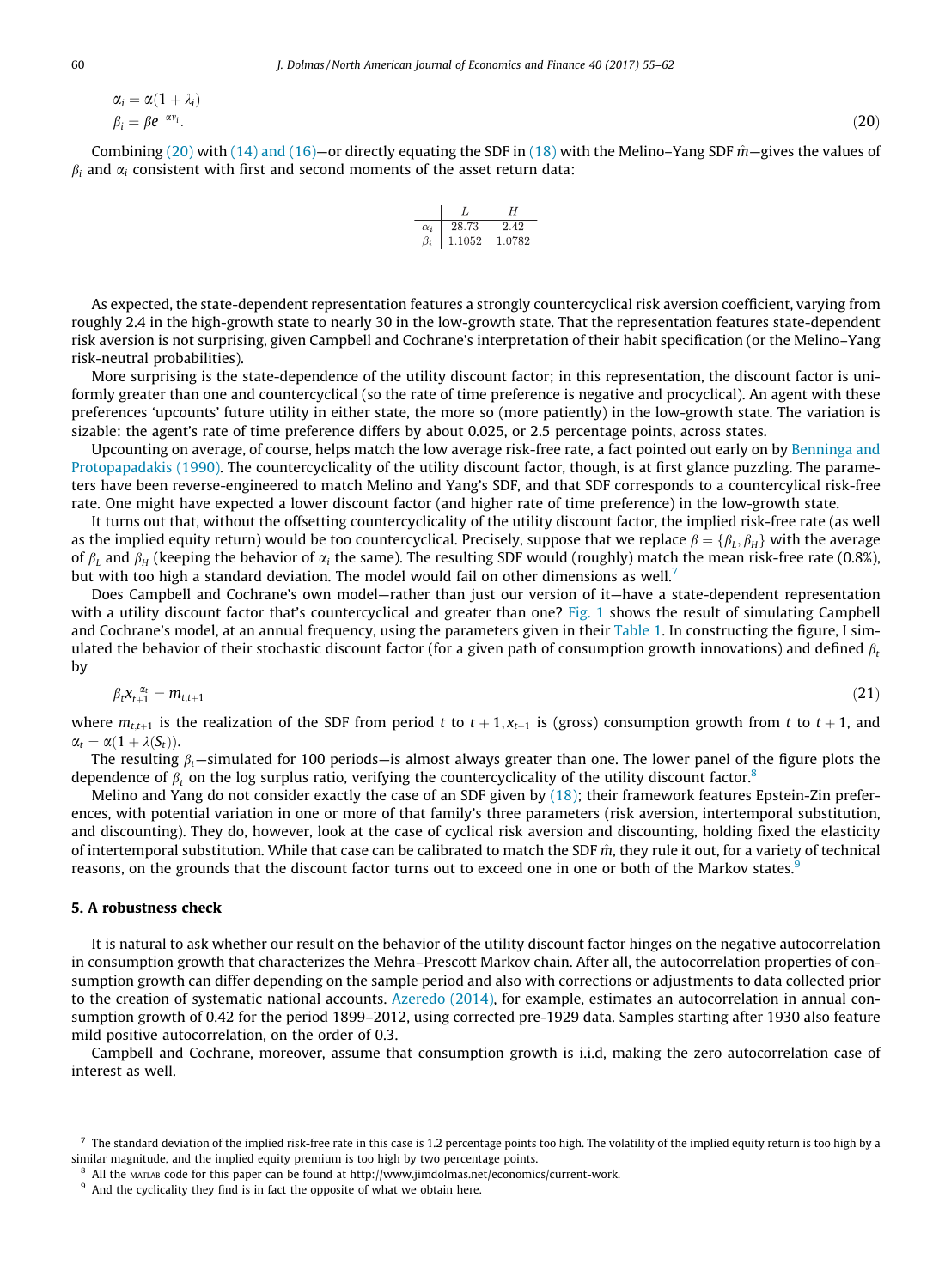$$\alpha_i = \alpha(1 + \lambda_i)$$
$$\beta_i = \beta e^{-\alpha v_i}. \tag{20}$$

Combining (20) with (14) and (16)—or directly equating the SDF in (18) with the Melino–Yang SDF $\hat{m}$—gives the values of $\beta_i$ and $\alpha_i$ consistent with first and second moments of the asset return data:

| | $L$ | $H$ |
|---|---|---|
| $\alpha_i$ | 28.73 | 2.42 |
| $\beta_i$ | 1.1052 | 1.0782 |

As expected, the state-dependent representation features a strongly countercyclical risk aversion coefficient, varying from roughly 2.4 in the high-growth state to nearly 30 in the low-growth state. That the representation features state-dependent risk aversion is not surprising, given Campbell and Cochrane's interpretation of their habit specification (or the Melino–Yang risk-neutral probabilities).

More surprising is the state-dependence of the utility discount factor; in this representation, the discount factor is uniformly greater than one and countercyclical (so the rate of time preference is negative and procyclical). An agent with these preferences 'upcounts' future utility in either state, the more so (more patiently) in the low-growth state. The variation is sizable: the agent's rate of time preference differs by about 0.025, or 2.5 percentage points, across states.

Upcounting on average, of course, helps match the low average risk-free rate, a fact pointed out early on by Benninga and Protopapadakis (1990). The countercyclicality of the utility discount factor, though, is at first glance puzzling. The parameters have been reverse-engineered to match Melino and Yang's SDF, and that SDF corresponds to a countercyclical risk-free rate. One might have expected a lower discount factor (and higher rate of time preference) in the low-growth state.

It turns out that, without the offsetting countercyclicality of the utility discount factor, the implied risk-free rate (as well as the implied equity return) would be too countercyclical. Precisely, suppose that we replace $\beta = \{\beta_L, \beta_H\}$ with the average of $\beta_L$ and $\beta_H$ (keeping the behavior of $\alpha_i$ the same). The resulting SDF would (roughly) match the mean risk-free rate (0.8%), but with too high a standard deviation. The model would fail on other dimensions as well.[7]

Does Campbell and Cochrane's own model—rather than just our version of it—have a state-dependent representation with a utility discount factor that's countercyclical and greater than one? Fig. 1 shows the result of simulating Campbell and Cochrane's model, at an annual frequency, using the parameters given in their Table 1. In constructing the figure, I simulated the behavior of their stochastic discount factor (for a given path of consumption growth innovations) and defined $\beta_t$ by

$$\beta_t x_{t+1}^{-\alpha_t} = m_{t,t+1} \tag{21}$$

where $m_{t,t+1}$ is the realization of the SDF from period $t$ to $t+1$, $x_{t+1}$ is (gross) consumption growth from $t$ to $t+1$, and $\alpha_t = \alpha(1 + \lambda(S_t))$.

The resulting $\beta_t$—simulated for 100 periods—is almost always greater than one. The lower panel of the figure plots the dependence of $\beta_t$ on the log surplus ratio, verifying the countercyclicality of the utility discount factor.[8]

Melino and Yang do not consider exactly the case of an SDF given by (18); their framework features Epstein-Zin preferences, with potential variation in one or more of that family's three parameters (risk aversion, intertemporal substitution, and discounting). They do, however, look at the case of cyclical risk aversion and discounting, holding fixed the elasticity of intertemporal substitution. While that case can be calibrated to match the SDF $\hat{m}$, they rule it out, for a variety of technical reasons, on the grounds that the discount factor turns out to exceed one in one or both of the Markov states.[9]

## 5. A robustness check

It is natural to ask whether our result on the behavior of the utility discount factor hinges on the negative autocorrelation in consumption growth that characterizes the Mehra–Prescott Markov chain. After all, the autocorrelation properties of consumption growth can differ depending on the sample period and also with corrections or adjustments to data collected prior to the creation of systematic national accounts. Azeredo (2014), for example, estimates an autocorrelation in annual consumption growth of 0.42 for the period 1899–2012, using corrected pre-1929 data. Samples starting after 1930 also feature mild positive autocorrelation, on the order of 0.3.

Campbell and Cochrane, moreover, assume that consumption growth is i.i.d, making the zero autocorrelation case of interest as well.

[7] The standard deviation of the implied risk-free rate in this case is 1.2 percentage points too high. The volatility of the implied equity return is too high by a similar magnitude, and the implied equity premium is too high by two percentage points.

[8] All the MATLAB code for this paper can be found at http://www.jimdolmas.net/economics/current-work.

[9] And the cyclicality they find is in fact the opposite of what we obtain here.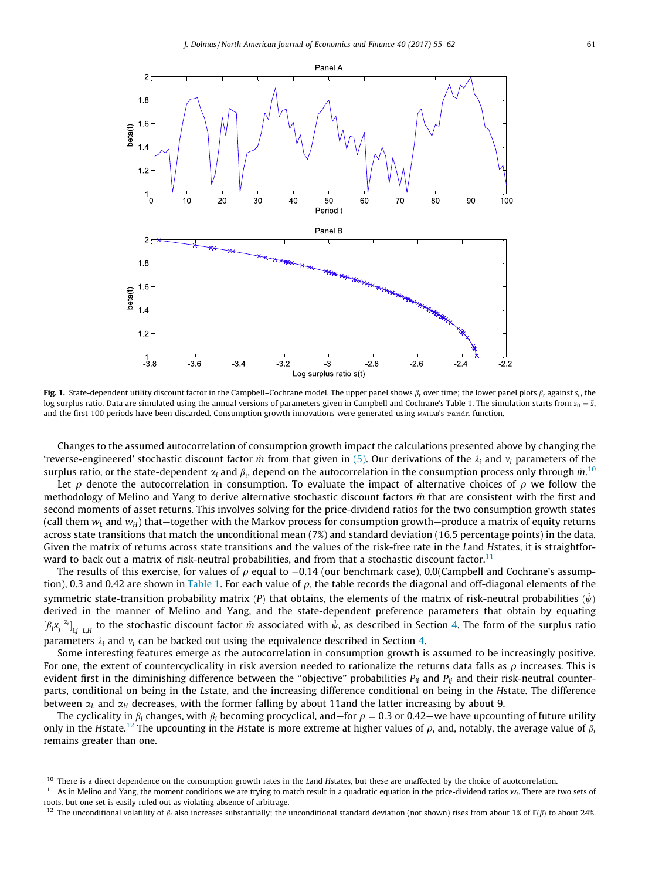**Fig. 1.** State-dependent utility discount factor in the Campbell–Cochrane model. The upper panel shows $\beta_t$ over time; the lower panel plots $\beta_t$ against $s_t$, the log surplus ratio. Data are simulated using the annual versions of parameters given in Campbell and Cochrane's Table 1. The simulation starts from $s_0 = \bar{s}$, and the first 100 periods have been discarded. Consumption growth innovations were generated using MATLAB's `randn` function.

Changes to the assumed autocorrelation of consumption growth impact the calculations presented above by changing the 'reverse-engineered' stochastic discount factor $\hat{m}$ from that given in (5). Our derivations of the $\lambda_i$ and $\nu_i$ parameters of the surplus ratio, or the state-dependent $\alpha_i$ and $\beta_i$, depend on the autocorrelation in the consumption process only through $\hat{m}$.[10]

Let $\rho$ denote the autocorrelation in consumption. To evaluate the impact of alternative choices of $\rho$ we follow the methodology of Melino and Yang to derive alternative stochastic discount factors $\hat{m}$ that are consistent with the first and second moments of asset returns. This involves solving for the price-dividend ratios for the two consumption growth states (call them $w_L$ and $w_H$) that—together with the Markov process for consumption growth—produce a matrix of equity returns across state transitions that match the unconditional mean (7%) and standard deviation (16.5 percentage points) in the data. Given the matrix of returns across state transitions and the values of the risk-free rate in the *L*and *H*states, it is straightforward to back out a matrix of risk-neutral probabilities, and from that a stochastic discount factor.[11]

The results of this exercise, for values of $\rho$ equal to $-0.14$ (our benchmark case), 0.0(Campbell and Cochrane's assumption), 0.3 and 0.42 are shown in Table 1. For each value of $\rho$, the table records the diagonal and off-diagonal elements of the symmetric state-transition probability matrix ($P$) that obtains, the elements of the matrix of risk-neutral probabilities ($\hat{\psi}$) derived in the manner of Melino and Yang, and the state-dependent preference parameters that obtain by equating $[\beta_i x_j^{-\alpha_i}]_{i,j=L,H}$ to the stochastic discount factor $\hat{m}$ associated with $\hat{\psi}$, as described in Section 4. The form of the surplus ratio parameters $\lambda_i$ and $\nu_i$ can be backed out using the equivalence described in Section 4.

Some interesting features emerge as the autocorrelation in consumption growth is assumed to be increasingly positive. For one, the extent of countercyclicality in risk aversion needed to rationalize the returns data falls as $\rho$ increases. This is evident first in the diminishing difference between the "objective" probabilities $P_{ii}$ and $P_{ij}$ and their risk-neutral counterparts, conditional on being in the *L*state, and the increasing difference conditional on being in the *H*state. The difference between $\alpha_L$ and $\alpha_H$ decreases, with the former falling by about 11and the latter increasing by about 9.

The cyclicality in $\beta_i$ changes, with $\beta_i$ becoming procyclical, and—for $\rho = 0.3$ or 0.42—we have upcounting of future utility only in the *H*state.[12] The upcounting in the *H*state is more extreme at higher values of $\rho$, and, notably, the average value of $\beta_i$ remains greater than one.

[10] There is a direct dependence on the consumption growth rates in the *L*and *H*states, but these are unaffected by the choice of auotcorrelation.

[11] As in Melino and Yang, the moment conditions we are trying to match result in a quadratic equation in the price-dividend ratios $w_i$. There are two sets of roots, but one set is easily ruled out as violating absence of arbitrage.

[12] The unconditional volatility of $\beta_i$ also increases substantially; the unconditional standard deviation (not shown) rises from about 1% of $\mathbb{E}(\beta)$ to about 24%.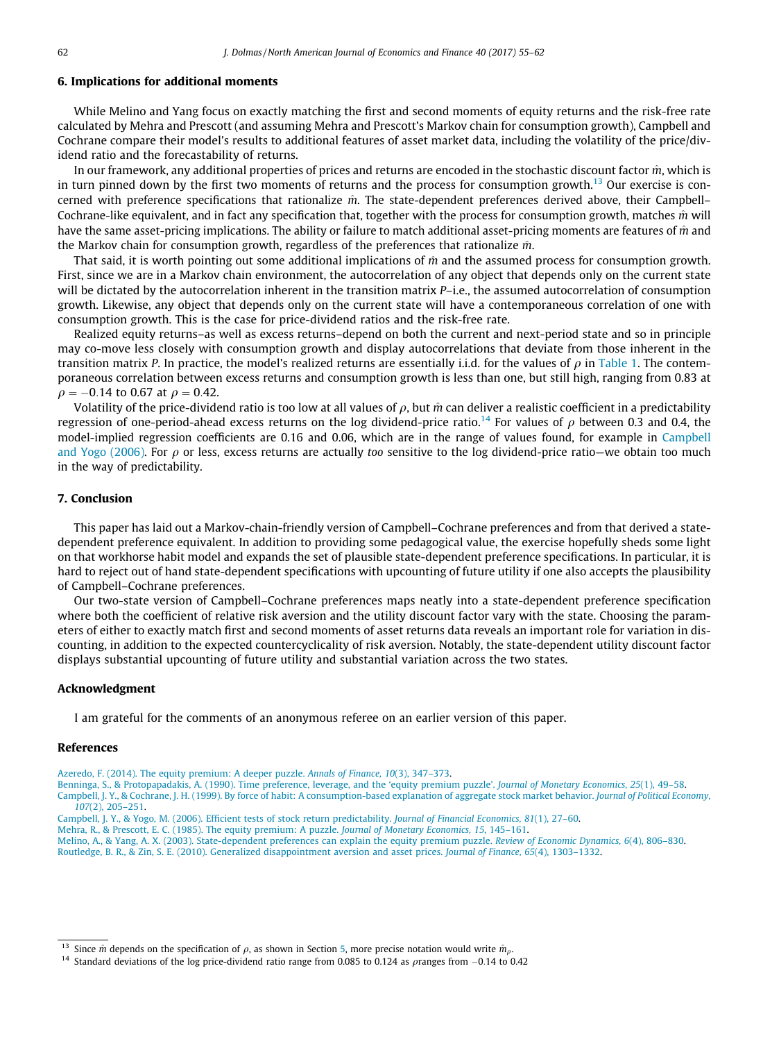## 6. Implications for additional moments

While Melino and Yang focus on exactly matching the first and second moments of equity returns and the risk-free rate calculated by Mehra and Prescott (and assuming Mehra and Prescott's Markov chain for consumption growth), Campbell and Cochrane compare their model's results to additional features of asset market data, including the volatility of the price/dividend ratio and the forecastability of returns.

In our framework, any additional properties of prices and returns are encoded in the stochastic discount factor $\hat{m}$, which is in turn pinned down by the first two moments of returns and the process for consumption growth.[13] Our exercise is concerned with preference specifications that rationalize $\hat{m}$. The state-dependent preferences derived above, their Campbell–Cochrane-like equivalent, and in fact any specification that, together with the process for consumption growth, matches $\hat{m}$ will have the same asset-pricing implications. The ability or failure to match additional asset-pricing moments are features of $\hat{m}$ and the Markov chain for consumption growth, regardless of the preferences that rationalize $\hat{m}$.

That said, it is worth pointing out some additional implications of $\hat{m}$ and the assumed process for consumption growth. First, since we are in a Markov chain environment, the autocorrelation of any object that depends only on the current state will be dictated by the autocorrelation inherent in the transition matrix $P$–i.e., the assumed autocorrelation of consumption growth. Likewise, any object that depends only on the current state will have a contemporaneous correlation of one with consumption growth. This is the case for price-dividend ratios and the risk-free rate.

Realized equity returns–as well as excess returns–depend on both the current and next-period state and so in principle may co-move less closely with consumption growth and display autocorrelations that deviate from those inherent in the transition matrix $P$. In practice, the model's realized returns are essentially i.i.d. for the values of $\rho$ in Table 1. The contemporaneous correlation between excess returns and consumption growth is less than one, but still high, ranging from 0.83 at $\rho = -0.14$ to 0.67 at $\rho = 0.42$.

Volatility of the price-dividend ratio is too low at all values of $\rho$, but $\hat{m}$ can deliver a realistic coefficient in a predictability regression of one-period-ahead excess returns on the log dividend-price ratio.[14] For values of $\rho$ between 0.3 and 0.4, the model-implied regression coefficients are 0.16 and 0.06, which are in the range of values found, for example in Campbell and Yogo (2006). For $\rho$ or less, excess returns are actually *too* sensitive to the log dividend-price ratio—we obtain too much in the way of predictability.

## 7. Conclusion

This paper has laid out a Markov-chain-friendly version of Campbell–Cochrane preferences and from that derived a state-dependent preference equivalent. In addition to providing some pedagogical value, the exercise hopefully sheds some light on that workhorse habit model and expands the set of plausible state-dependent preference specifications. In particular, it is hard to reject out of hand state-dependent specifications with upcounting of future utility if one also accepts the plausibility of Campbell–Cochrane preferences.

Our two-state version of Campbell–Cochrane preferences maps neatly into a state-dependent preference specification where both the coefficient of relative risk aversion and the utility discount factor vary with the state. Choosing the parameters of either to exactly match first and second moments of asset returns data reveals an important role for variation in discounting, in addition to the expected countercyclicality of risk aversion. Notably, the state-dependent utility discount factor displays substantial upcounting of future utility and substantial variation across the two states.

## Acknowledgment

I am grateful for the comments of an anonymous referee on an earlier version of this paper.

## References

Azeredo, F. (2014). The equity premium: A deeper puzzle. *Annals of Finance, 10*(3), 347–373.

Benninga, S., & Protopapadakis, A. (1990). Time preference, leverage, and the 'equity premium puzzle'. *Journal of Monetary Economics, 25*(1), 49–58.

Campbell, J. Y., & Cochrane, J. H. (1999). By force of habit: A consumption-based explanation of aggregate stock market behavior. *Journal of Political Economy, 107*(2), 205–251.

Campbell, J. Y., & Yogo, M. (2006). Efficient tests of stock return predictability. *Journal of Financial Economics, 81*(1), 27–60.

Mehra, R., & Prescott, E. C. (1985). The equity premium: A puzzle. *Journal of Monetary Economics, 15*, 145–161.

Melino, A., & Yang, A. X. (2003). State-dependent preferences can explain the equity premium puzzle. *Review of Economic Dynamics, 6*(4), 806–830.

Routledge, B. R., & Zin, S. E. (2010). Generalized disappointment aversion and asset prices. *Journal of Finance, 65*(4), 1303–1332.

---

[13] Since $\hat{m}$ depends on the specification of $\rho$, as shown in Section 5, more precise notation would write $\hat{m}_\rho$.

[14] Standard deviations of the log price-dividend ratio range from 0.085 to 0.124 as $\rho$ranges from $-0.14$ to 0.42